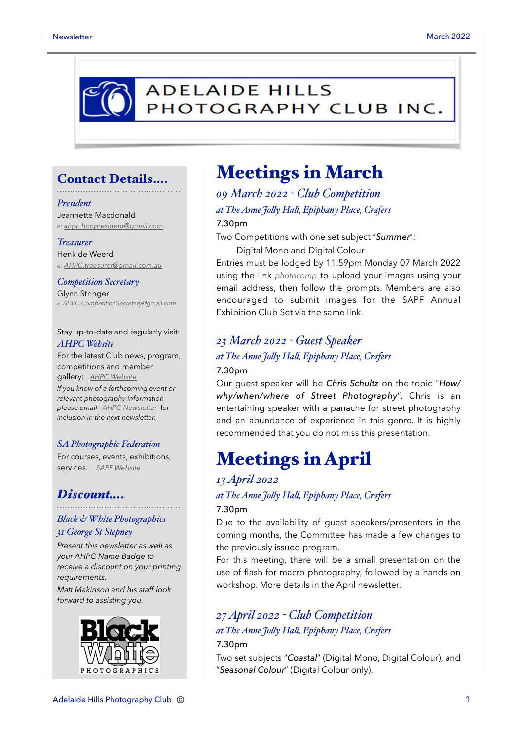# ADELAIDE HILLS PHOTOGRAPHY CLUB INC.

## Contact Details....

*President*
Jeannette Macdonald
e: ahpc.honpresident@gmail.com

*Treasurer*
Henk de Weerd
e: AHPC.treasurer@gmail.com.au

*Competition Secretary*
Glynn Stringer
e: AHPC.CompetitionSecretary@gmail.com

Stay up-to-date and regularly visit:

*AHPC Website*
For the latest Club news, program, competitions and member gallery: AHPC Website

*If you know of a forthcoming event or relevant photography information please email AHPC Newsletter for inclusion in the next newsletter.*

*SA Photographic Federation*
For courses, events, exhibitions, services: SAPF Website

## Discount....

*Black & White Photographics*
*31 George St Stepney*

*Present this newsletter as well as your AHPC Name Badge to receive a discount on your printing requirements.*

*Matt Makinson and his staff look forward to assisting you.*

Black White PHOTOGRAPHICS

# Meetings in March

### *09 March 2022 - Club Competition*

*at The Anne Jolly Hall, Epiphany Place, Crafers*

7.30pm

Two Competitions with one set subject "*Summer*":

Digital Mono and Digital Colour

Entries must be lodged by 11.59pm Monday 07 March 2022 using the link photocomp to upload your images using your email address, then follow the prompts. Members are also encouraged to submit images for the SAPF Annual Exhibition Club Set via the same link.

### *23 March 2022 - Guest Speaker*

*at The Anne Jolly Hall, Epiphany Place, Crafers*

7.30pm

Our guest speaker will be *Chris Schultz* on the topic "*How/why/when/where of Street Photography*". Chris is an entertaining speaker with a panache for street photography and an abundance of experience in this genre. It is highly recommended that you do not miss this presentation.

# Meetings in April

### *13 April 2022*

*at The Anne Jolly Hall, Epiphany Place, Crafers*

7.30pm

Due to the availability of guest speakers/presenters in the coming months, the Committee has made a few changes to the previously issued program.

For this meeting, there will be a small presentation on the use of flash for macro photography, followed by a hands-on workshop. More details in the April newsletter.

### *27 April 2022 - Club Competition*

*at The Anne Jolly Hall, Epiphany Place, Crafers*

7.30pm

Two set subjects "*Coastal*" (Digital Mono, Digital Colour), and "*Seasonal Colour*" (Digital Colour only).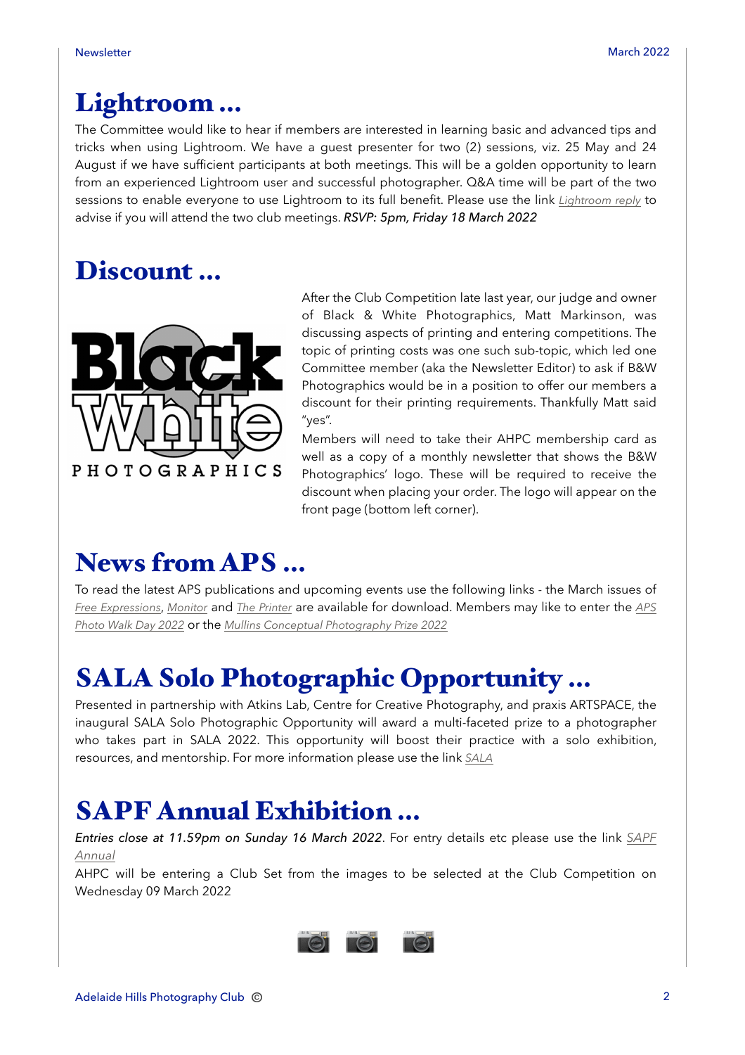# Lightroom …

The Committee would like to hear if members are interested in learning basic and advanced tips and tricks when using Lightroom. We have a guest presenter for two (2) sessions, viz. 25 May and 24 August if we have sufficient participants at both meetings. This will be a golden opportunity to learn from an experienced Lightroom user and successful photographer. Q&A time will be part of the two sessions to enable everyone to use Lightroom to its full benefit. Please use the link *Lightroom reply* to advise if you will attend the two club meetings. *RSVP: 5pm, Friday 18 March 2022*

# Discount …

After the Club Competition late last year, our judge and owner of Black & White Photographics, Matt Markinson, was discussing aspects of printing and entering competitions. The topic of printing costs was one such sub-topic, which led one Committee member (aka the Newsletter Editor) to ask if B&W Photographics would be in a position to offer our members a discount for their printing requirements. Thankfully Matt said "yes".

Members will need to take their AHPC membership card as well as a copy of a monthly newsletter that shows the B&W Photographics' logo. These will be required to receive the discount when placing your order. The logo will appear on the front page (bottom left corner).

# News from APS …

To read the latest APS publications and upcoming events use the following links - the March issues of *Free Expressions*, *Monitor* and *The Printer* are available for download. Members may like to enter the *APS Photo Walk Day 2022* or the *Mullins Conceptual Photography Prize 2022*

# SALA Solo Photographic Opportunity …

Presented in partnership with Atkins Lab, Centre for Creative Photography, and praxis ARTSPACE, the inaugural SALA Solo Photographic Opportunity will award a multi-faceted prize to a photographer who takes part in SALA 2022. This opportunity will boost their practice with a solo exhibition, resources, and mentorship. For more information please use the link *SALA*

# SAPF Annual Exhibition …

*Entries close at 11.59pm on Sunday 16 March 2022*. For entry details etc please use the link *SAPF Annual*

AHPC will be entering a Club Set from the images to be selected at the Club Competition on Wednesday 09 March 2022